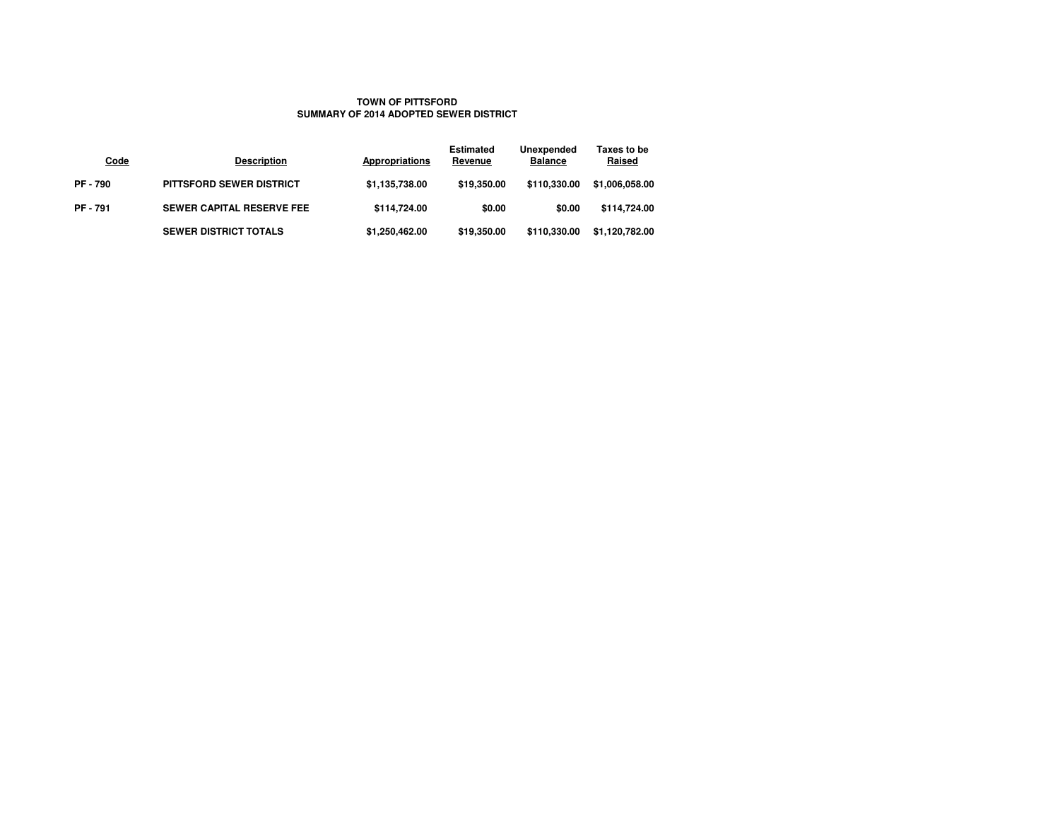# TOWN OF PITTSFORD
## SUMMARY OF 2014 ADOPTED SEWER DISTRICT

| Code | Description | Appropriations | Estimated Revenue | Unexpended Balance | Taxes to be Raised |
|---|---|---|---|---|---|
| PF - 790 | PITTSFORD SEWER DISTRICT | $1,135,738.00 | $19,350.00 | $110,330.00 | $1,006,058.00 |
| PF - 791 | SEWER CAPITAL RESERVE FEE | $114,724.00 | $0.00 | $0.00 | $114,724.00 |
| | SEWER DISTRICT TOTALS | $1,250,462.00 | $19,350.00 | $110,330.00 | $1,120,782.00 |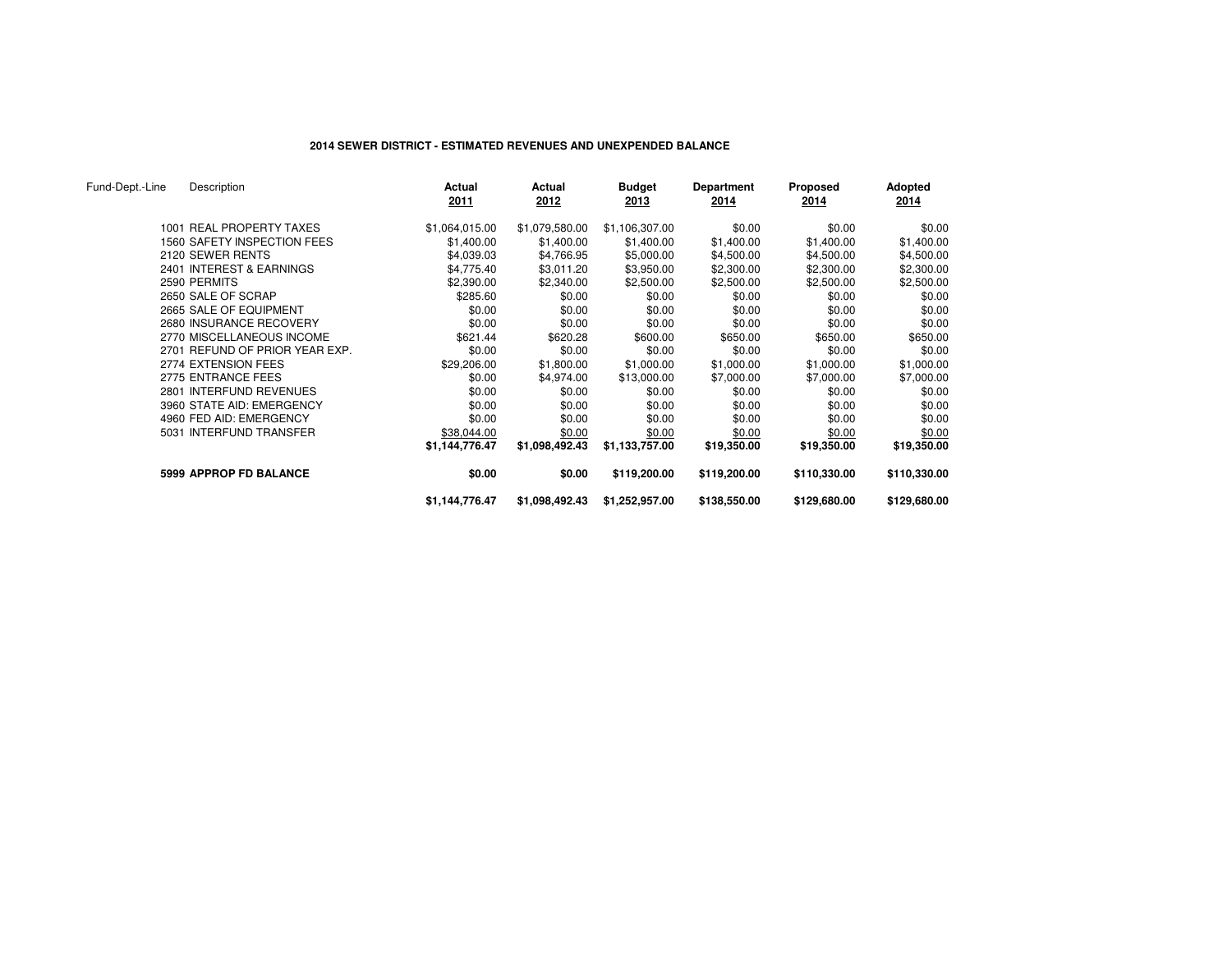**2014 SEWER DISTRICT - ESTIMATED REVENUES AND UNEXPENDED BALANCE**

| Fund-Dept.-Line | Description | Actual 2011 | Actual 2012 | Budget 2013 | Department 2014 | Proposed 2014 | Adopted 2014 |
|---|---|---|---|---|---|---|---|
| 1001 | REAL PROPERTY TAXES | $1,064,015.00 | $1,079,580.00 | $1,106,307.00 | $0.00 | $0.00 | $0.00 |
| 1560 | SAFETY INSPECTION FEES | $1,400.00 | $1,400.00 | $1,400.00 | $1,400.00 | $1,400.00 | $1,400.00 |
| 2120 | SEWER RENTS | $4,039.03 | $4,766.95 | $5,000.00 | $4,500.00 | $4,500.00 | $4,500.00 |
| 2401 | INTEREST & EARNINGS | $4,775.40 | $3,011.20 | $3,950.00 | $2,300.00 | $2,300.00 | $2,300.00 |
| 2590 | PERMITS | $2,390.00 | $2,340.00 | $2,500.00 | $2,500.00 | $2,500.00 | $2,500.00 |
| 2650 | SALE OF SCRAP | $285.60 | $0.00 | $0.00 | $0.00 | $0.00 | $0.00 |
| 2665 | SALE OF EQUIPMENT | $0.00 | $0.00 | $0.00 | $0.00 | $0.00 | $0.00 |
| 2680 | INSURANCE RECOVERY | $0.00 | $0.00 | $0.00 | $0.00 | $0.00 | $0.00 |
| 2770 | MISCELLANEOUS INCOME | $621.44 | $620.28 | $600.00 | $650.00 | $650.00 | $650.00 |
| 2701 | REFUND OF PRIOR YEAR EXP. | $0.00 | $0.00 | $0.00 | $0.00 | $0.00 | $0.00 |
| 2774 | EXTENSION FEES | $29,206.00 | $1,800.00 | $1,000.00 | $1,000.00 | $1,000.00 | $1,000.00 |
| 2775 | ENTRANCE FEES | $0.00 | $4,974.00 | $13,000.00 | $7,000.00 | $7,000.00 | $7,000.00 |
| 2801 | INTERFUND REVENUES | $0.00 | $0.00 | $0.00 | $0.00 | $0.00 | $0.00 |
| 3960 | STATE AID: EMERGENCY | $0.00 | $0.00 | $0.00 | $0.00 | $0.00 | $0.00 |
| 4960 | FED AID: EMERGENCY | $0.00 | $0.00 | $0.00 | $0.00 | $0.00 | $0.00 |
| 5031 | INTERFUND TRANSFER | $38,044.00 | $0.00 | $0.00 | $0.00 | $0.00 | $0.00 |
| | | **$1,144,776.47** | **$1,098,492.43** | **$1,133,757.00** | **$19,350.00** | **$19,350.00** | **$19,350.00** |
| **5999** | **APPROP FD BALANCE** | **$0.00** | **$0.00** | **$119,200.00** | **$119,200.00** | **$110,330.00** | **$110,330.00** |
| | | **$1,144,776.47** | **$1,098,492.43** | **$1,252,957.00** | **$138,550.00** | **$129,680.00** | **$129,680.00** |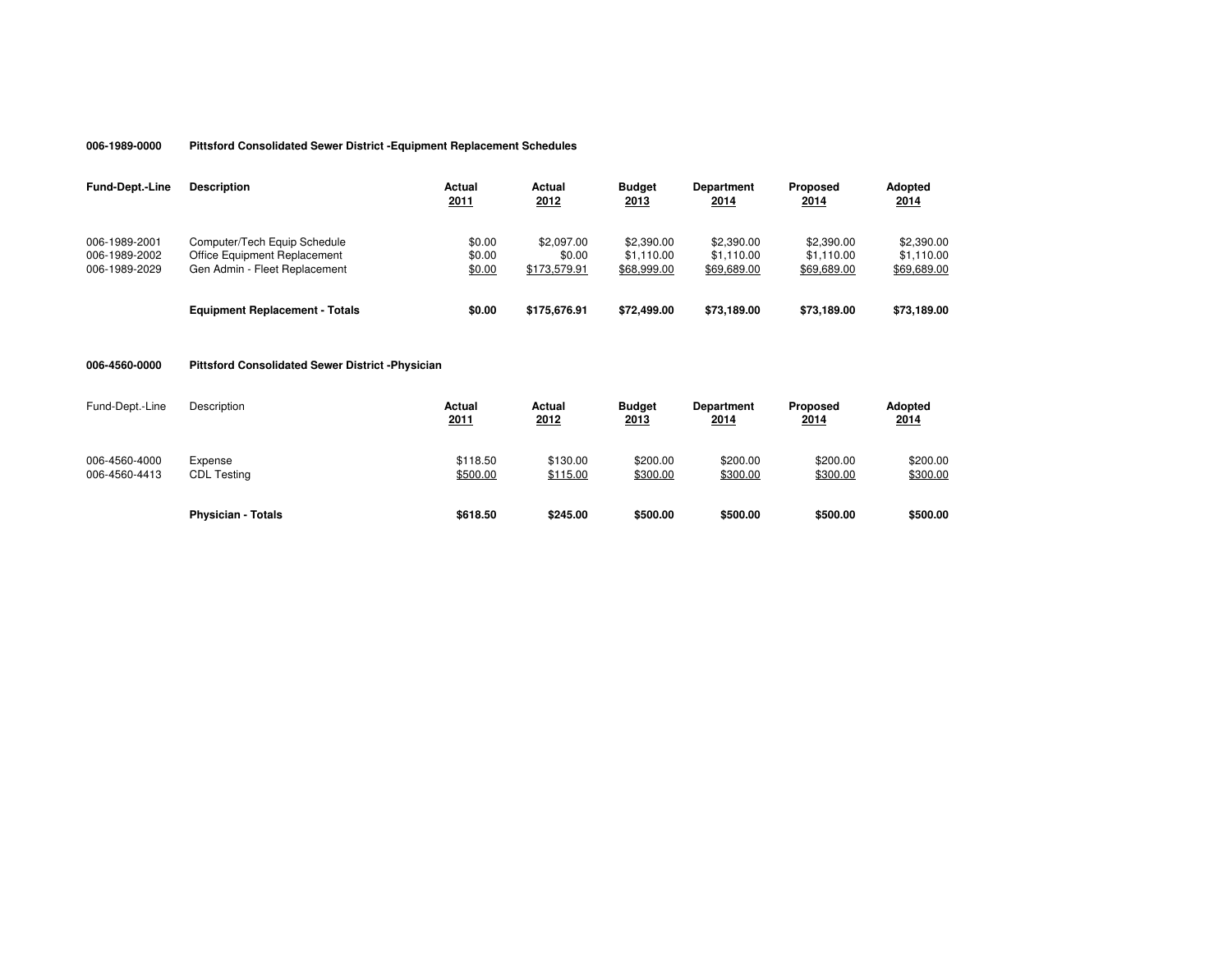**006-1989-0000 Pittsford Consolidated Sewer District -Equipment Replacement Schedules**

| Fund-Dept.-Line | Description | Actual 2011 | Actual 2012 | Budget 2013 | Department 2014 | Proposed 2014 | Adopted 2014 |
|---|---|---|---|---|---|---|---|
| 006-1989-2001 | Computer/Tech Equip Schedule | $0.00 | $2,097.00 | $2,390.00 | $2,390.00 | $2,390.00 | $2,390.00 |
| 006-1989-2002 | Office Equipment Replacement | $0.00 | $0.00 | $1,110.00 | $1,110.00 | $1,110.00 | $1,110.00 |
| 006-1989-2029 | Gen Admin - Fleet Replacement | $0.00 | $173,579.91 | $68,999.00 | $69,689.00 | $69,689.00 | $69,689.00 |
| | **Equipment Replacement - Totals** | **$0.00** | **$175,676.91** | **$72,499.00** | **$73,189.00** | **$73,189.00** | **$73,189.00** |

**006-4560-0000 Pittsford Consolidated Sewer District -Physician**

| Fund-Dept.-Line | Description | Actual 2011 | Actual 2012 | Budget 2013 | Department 2014 | Proposed 2014 | Adopted 2014 |
|---|---|---|---|---|---|---|---|
| 006-4560-4000 | Expense | $118.50 | $130.00 | $200.00 | $200.00 | $200.00 | $200.00 |
| 006-4560-4413 | CDL Testing | $500.00 | $115.00 | $300.00 | $300.00 | $300.00 | $300.00 |
| | **Physician - Totals** | **$618.50** | **$245.00** | **$500.00** | **$500.00** | **$500.00** | **$500.00** |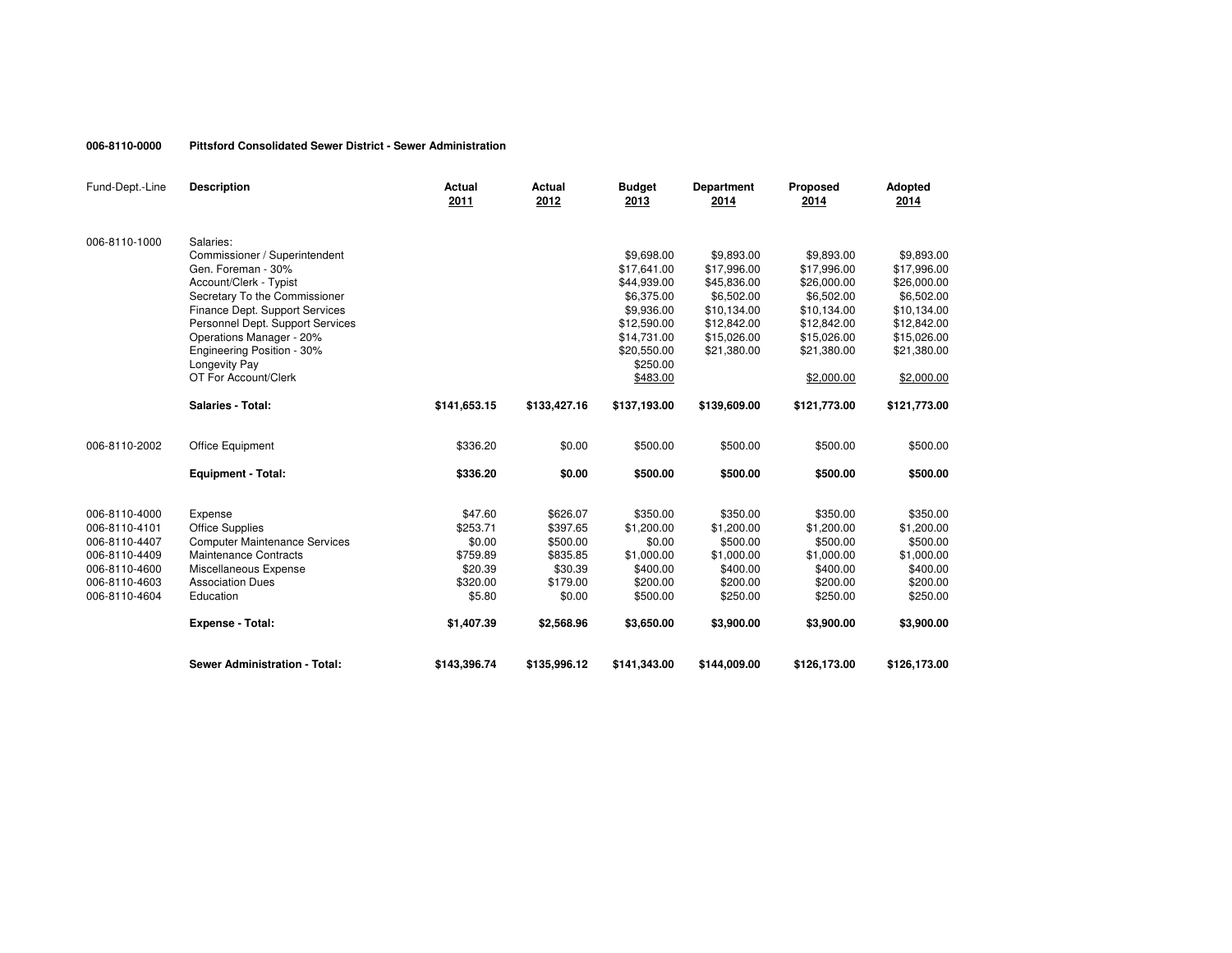**006-8110-0000 Pittsford Consolidated Sewer District - Sewer Administration**

| Fund-Dept.-Line | Description | Actual 2011 | Actual 2012 | Budget 2013 | Department 2014 | Proposed 2014 | Adopted 2014 |
|---|---|---|---|---|---|---|---|
| 006-8110-1000 | Salaries: | | | | | | |
| | Commissioner / Superintendent | | | $9,698.00 | $9,893.00 | $9,893.00 | $9,893.00 |
| | Gen. Foreman - 30% | | | $17,641.00 | $17,996.00 | $17,996.00 | $17,996.00 |
| | Account/Clerk - Typist | | | $44,939.00 | $45,836.00 | $26,000.00 | $26,000.00 |
| | Secretary To the Commissioner | | | $6,375.00 | $6,502.00 | $6,502.00 | $6,502.00 |
| | Finance Dept. Support Services | | | $9,936.00 | $10,134.00 | $10,134.00 | $10,134.00 |
| | Personnel Dept. Support Services | | | $12,590.00 | $12,842.00 | $12,842.00 | $12,842.00 |
| | Operations Manager - 20% | | | $14,731.00 | $15,026.00 | $15,026.00 | $15,026.00 |
| | Engineering Position - 30% | | | $20,550.00 | $21,380.00 | $21,380.00 | $21,380.00 |
| | Longevity Pay | | | $250.00 | | | |
| | OT For Account/Clerk | | | $483.00 | | $2,000.00 | $2,000.00 |
| | **Salaries - Total:** | **$141,653.15** | **$133,427.16** | **$137,193.00** | **$139,609.00** | **$121,773.00** | **$121,773.00** |
| 006-8110-2002 | Office Equipment | $336.20 | $0.00 | $500.00 | $500.00 | $500.00 | $500.00 |
| | **Equipment - Total:** | **$336.20** | **$0.00** | **$500.00** | **$500.00** | **$500.00** | **$500.00** |
| 006-8110-4000 | Expense | $47.60 | $626.07 | $350.00 | $350.00 | $350.00 | $350.00 |
| 006-8110-4101 | Office Supplies | $253.71 | $397.65 | $1,200.00 | $1,200.00 | $1,200.00 | $1,200.00 |
| 006-8110-4407 | Computer Maintenance Services | $0.00 | $500.00 | $0.00 | $500.00 | $500.00 | $500.00 |
| 006-8110-4409 | Maintenance Contracts | $759.89 | $835.85 | $1,000.00 | $1,000.00 | $1,000.00 | $1,000.00 |
| 006-8110-4600 | Miscellaneous Expense | $20.39 | $30.39 | $400.00 | $400.00 | $400.00 | $400.00 |
| 006-8110-4603 | Association Dues | $320.00 | $179.00 | $200.00 | $200.00 | $200.00 | $200.00 |
| 006-8110-4604 | Education | $5.80 | $0.00 | $500.00 | $250.00 | $250.00 | $250.00 |
| | **Expense - Total:** | **$1,407.39** | **$2,568.96** | **$3,650.00** | **$3,900.00** | **$3,900.00** | **$3,900.00** |
| | **Sewer Administration - Total:** | **$143,396.74** | **$135,996.12** | **$141,343.00** | **$144,009.00** | **$126,173.00** | **$126,173.00** |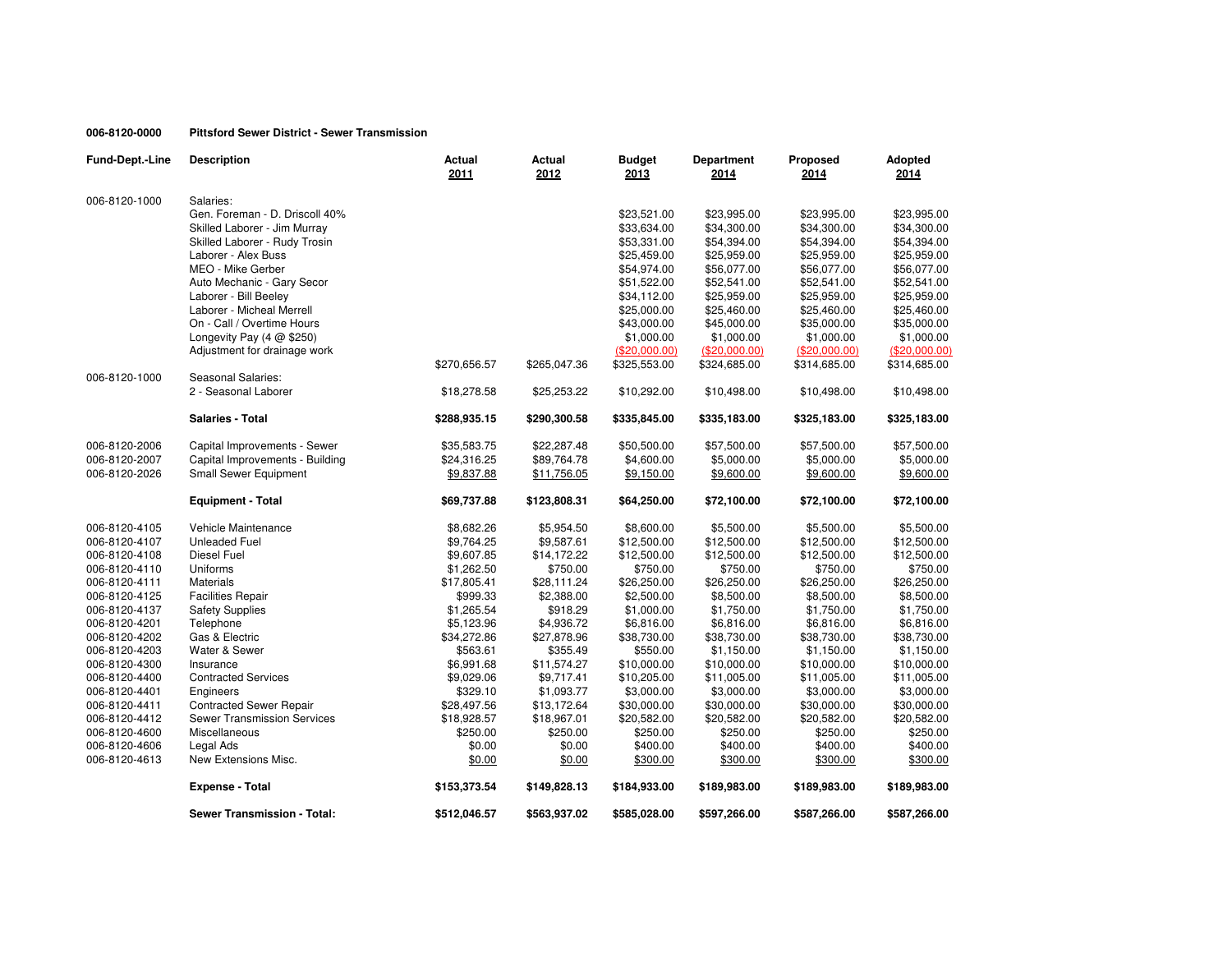**006-8120-0000 Pittsford Sewer District - Sewer Transmission**

| Fund-Dept.-Line | Description | Actual 2011 | Actual 2012 | Budget 2013 | Department 2014 | Proposed 2014 | Adopted 2014 |
|---|---|---|---|---|---|---|---|
| 006-8120-1000 | Salaries: | | | | | | |
| | Gen. Foreman - D. Driscoll 40% | | | $23,521.00 | $23,995.00 | $23,995.00 | $23,995.00 |
| | Skilled Laborer - Jim Murray | | | $33,634.00 | $34,300.00 | $34,300.00 | $34,300.00 |
| | Skilled Laborer - Rudy Trosin | | | $53,331.00 | $54,394.00 | $54,394.00 | $54,394.00 |
| | Laborer - Alex Buss | | | $25,459.00 | $25,959.00 | $25,959.00 | $25,959.00 |
| | MEO - Mike Gerber | | | $54,974.00 | $56,077.00 | $56,077.00 | $56,077.00 |
| | Auto Mechanic - Gary Secor | | | $51,522.00 | $52,541.00 | $52,541.00 | $52,541.00 |
| | Laborer - Bill Beeley | | | $34,112.00 | $25,959.00 | $25,959.00 | $25,959.00 |
| | Laborer - Micheal Merrell | | | $25,000.00 | $25,460.00 | $25,460.00 | $25,460.00 |
| | On - Call / Overtime Hours | | | $43,000.00 | $45,000.00 | $35,000.00 | $35,000.00 |
| | Longevity Pay (4 @ $250) | | | $1,000.00 | $1,000.00 | $1,000.00 | $1,000.00 |
| | Adjustment for drainage work | | | ($20,000.00) | ($20,000.00) | ($20,000.00) | ($20,000.00) |
| | | $270,656.57 | $265,047.36 | $325,553.00 | $324,685.00 | $314,685.00 | $314,685.00 |
| 006-8120-1000 | Seasonal Salaries: | | | | | | |
| | 2 - Seasonal Laborer | $18,278.58 | $25,253.22 | $10,292.00 | $10,498.00 | $10,498.00 | $10,498.00 |
| | **Salaries - Total** | **$288,935.15** | **$290,300.58** | **$335,845.00** | **$335,183.00** | **$325,183.00** | **$325,183.00** |
| 006-8120-2006 | Capital Improvements - Sewer | $35,583.75 | $22,287.48 | $50,500.00 | $57,500.00 | $57,500.00 | $57,500.00 |
| 006-8120-2007 | Capital Improvements - Building | $24,316.25 | $89,764.78 | $4,600.00 | $5,000.00 | $5,000.00 | $5,000.00 |
| 006-8120-2026 | Small Sewer Equipment | $9,837.88 | $11,756.05 | $9,150.00 | $9,600.00 | $9,600.00 | $9,600.00 |
| | **Equipment - Total** | **$69,737.88** | **$123,808.31** | **$64,250.00** | **$72,100.00** | **$72,100.00** | **$72,100.00** |
| 006-8120-4105 | Vehicle Maintenance | $8,682.26 | $5,954.50 | $8,600.00 | $5,500.00 | $5,500.00 | $5,500.00 |
| 006-8120-4107 | Unleaded Fuel | $9,764.25 | $9,587.61 | $12,500.00 | $12,500.00 | $12,500.00 | $12,500.00 |
| 006-8120-4108 | Diesel Fuel | $9,607.85 | $14,172.22 | $12,500.00 | $12,500.00 | $12,500.00 | $12,500.00 |
| 006-8120-4110 | Uniforms | $1,262.50 | $750.00 | $750.00 | $750.00 | $750.00 | $750.00 |
| 006-8120-4111 | Materials | $17,805.41 | $28,111.24 | $26,250.00 | $26,250.00 | $26,250.00 | $26,250.00 |
| 006-8120-4125 | Facilities Repair | $999.33 | $2,388.00 | $2,500.00 | $8,500.00 | $8,500.00 | $8,500.00 |
| 006-8120-4137 | Safety Supplies | $1,265.54 | $918.29 | $1,000.00 | $1,750.00 | $1,750.00 | $1,750.00 |
| 006-8120-4201 | Telephone | $5,123.96 | $4,936.72 | $6,816.00 | $6,816.00 | $6,816.00 | $6,816.00 |
| 006-8120-4202 | Gas & Electric | $34,272.86 | $27,878.96 | $38,730.00 | $38,730.00 | $38,730.00 | $38,730.00 |
| 006-8120-4203 | Water & Sewer | $563.61 | $355.49 | $550.00 | $1,150.00 | $1,150.00 | $1,150.00 |
| 006-8120-4300 | Insurance | $6,991.68 | $11,574.27 | $10,000.00 | $10,000.00 | $10,000.00 | $10,000.00 |
| 006-8120-4400 | Contracted Services | $9,029.06 | $9,717.41 | $10,205.00 | $11,005.00 | $11,005.00 | $11,005.00 |
| 006-8120-4401 | Engineers | $329.10 | $1,093.77 | $3,000.00 | $3,000.00 | $3,000.00 | $3,000.00 |
| 006-8120-4411 | Contracted Sewer Repair | $28,497.56 | $13,172.64 | $30,000.00 | $30,000.00 | $30,000.00 | $30,000.00 |
| 006-8120-4412 | Sewer Transmission Services | $18,928.57 | $18,967.01 | $20,582.00 | $20,582.00 | $20,582.00 | $20,582.00 |
| 006-8120-4600 | Miscellaneous | $250.00 | $250.00 | $250.00 | $250.00 | $250.00 | $250.00 |
| 006-8120-4606 | Legal Ads | $0.00 | $0.00 | $400.00 | $400.00 | $400.00 | $400.00 |
| 006-8120-4613 | New Extensions Misc. | $0.00 | $0.00 | $300.00 | $300.00 | $300.00 | $300.00 |
| | **Expense - Total** | **$153,373.54** | **$149,828.13** | **$184,933.00** | **$189,983.00** | **$189,983.00** | **$189,983.00** |
| | **Sewer Transmission - Total:** | **$512,046.57** | **$563,937.02** | **$585,028.00** | **$597,266.00** | **$587,266.00** | **$587,266.00** |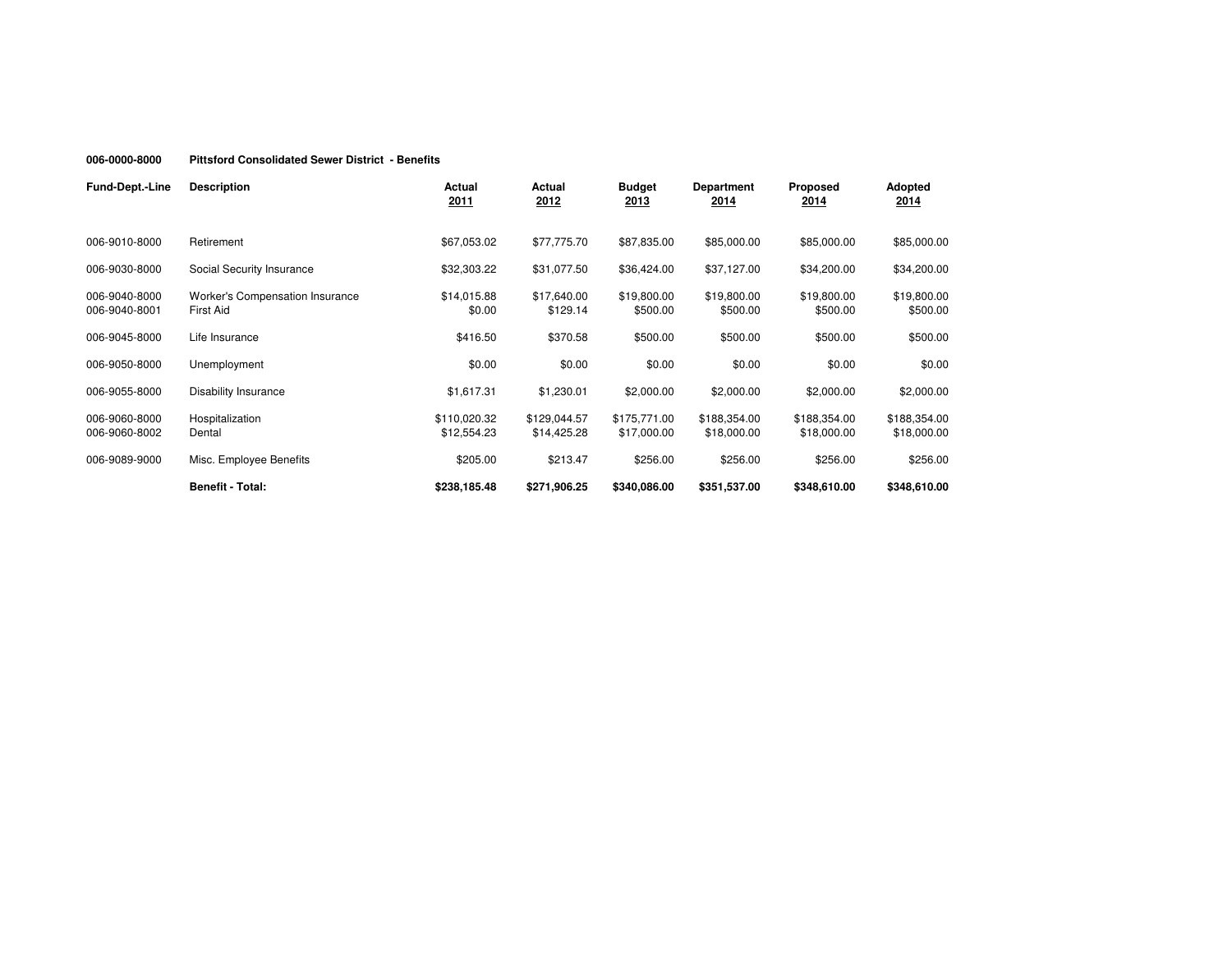**006-0000-8000 Pittsford Consolidated Sewer District - Benefits**

| Fund-Dept.-Line | Description | Actual 2011 | Actual 2012 | Budget 2013 | Department 2014 | Proposed 2014 | Adopted 2014 |
|---|---|---|---|---|---|---|---|
| 006-9010-8000 | Retirement | $67,053.02 | $77,775.70 | $87,835.00 | $85,000.00 | $85,000.00 | $85,000.00 |
| 006-9030-8000 | Social Security Insurance | $32,303.22 | $31,077.50 | $36,424.00 | $37,127.00 | $34,200.00 | $34,200.00 |
| 006-9040-8000 | Worker's Compensation Insurance | $14,015.88 | $17,640.00 | $19,800.00 | $19,800.00 | $19,800.00 | $19,800.00 |
| 006-9040-8001 | First Aid | $0.00 | $129.14 | $500.00 | $500.00 | $500.00 | $500.00 |
| 006-9045-8000 | Life Insurance | $416.50 | $370.58 | $500.00 | $500.00 | $500.00 | $500.00 |
| 006-9050-8000 | Unemployment | $0.00 | $0.00 | $0.00 | $0.00 | $0.00 | $0.00 |
| 006-9055-8000 | Disability Insurance | $1,617.31 | $1,230.01 | $2,000.00 | $2,000.00 | $2,000.00 | $2,000.00 |
| 006-9060-8000 | Hospitalization | $110,020.32 | $129,044.57 | $175,771.00 | $188,354.00 | $188,354.00 | $188,354.00 |
| 006-9060-8002 | Dental | $12,554.23 | $14,425.28 | $17,000.00 | $18,000.00 | $18,000.00 | $18,000.00 |
| 006-9089-9000 | Misc. Employee Benefits | $205.00 | $213.47 | $256.00 | $256.00 | $256.00 | $256.00 |
| | **Benefit - Total:** | **$238,185.48** | **$271,906.25** | **$340,086.00** | **$351,537.00** | **$348,610.00** | **$348,610.00** |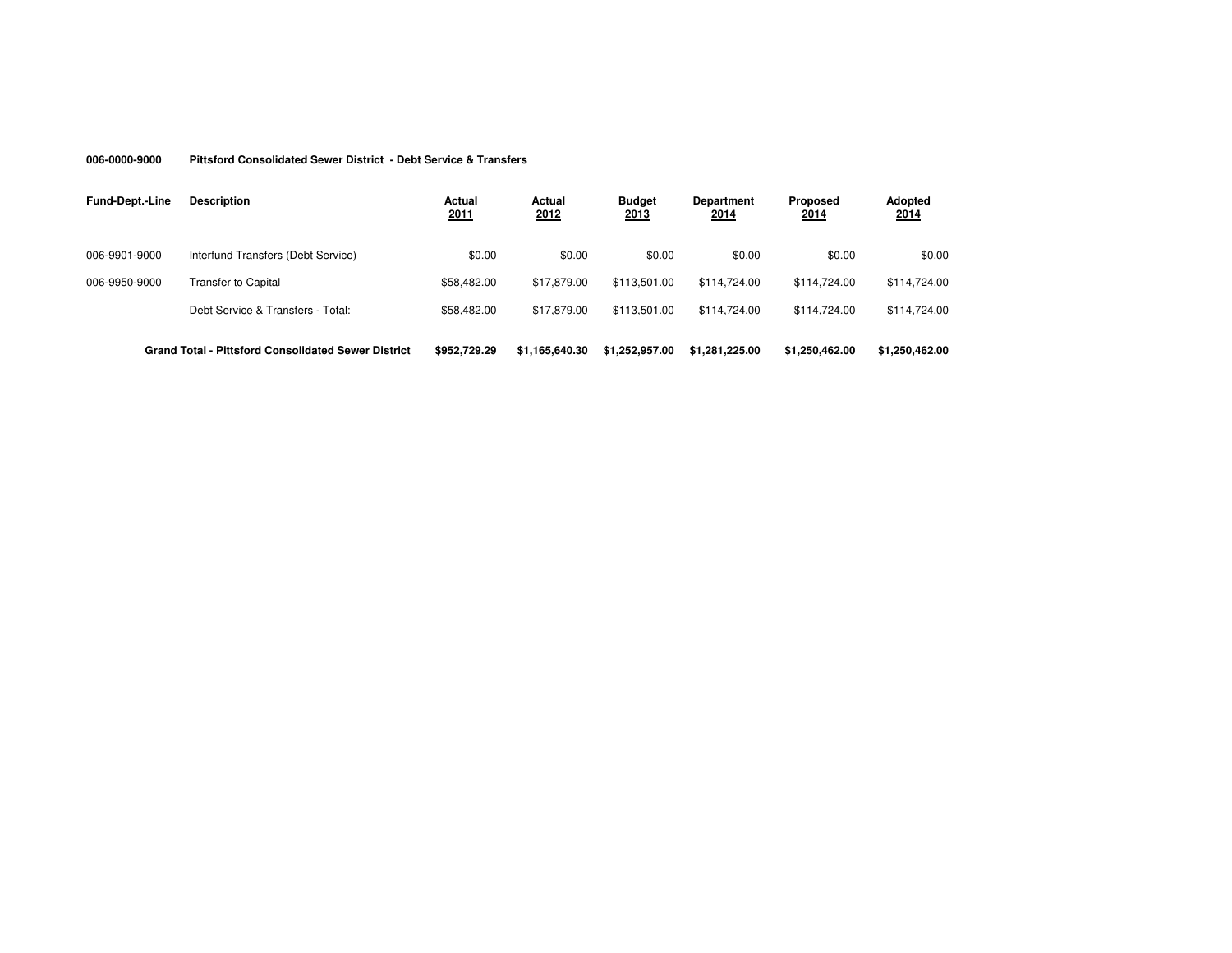**006-0000-9000 Pittsford Consolidated Sewer District - Debt Service & Transfers**

| Fund-Dept.-Line | Description | Actual 2011 | Actual 2012 | Budget 2013 | Department 2014 | Proposed 2014 | Adopted 2014 |
|---|---|---|---|---|---|---|---|
| 006-9901-9000 | Interfund Transfers (Debt Service) | $0.00 | $0.00 | $0.00 | $0.00 | $0.00 | $0.00 |
| 006-9950-9000 | Transfer to Capital | $58,482.00 | $17,879.00 | $113,501.00 | $114,724.00 | $114,724.00 | $114,724.00 |
| | Debt Service & Transfers - Total: | $58,482.00 | $17,879.00 | $113,501.00 | $114,724.00 | $114,724.00 | $114,724.00 |
| | **Grand Total - Pittsford Consolidated Sewer District** | **$952,729.29** | **$1,165,640.30** | **$1,252,957.00** | **$1,281,225.00** | **$1,250,462.00** | **$1,250,462.00** |